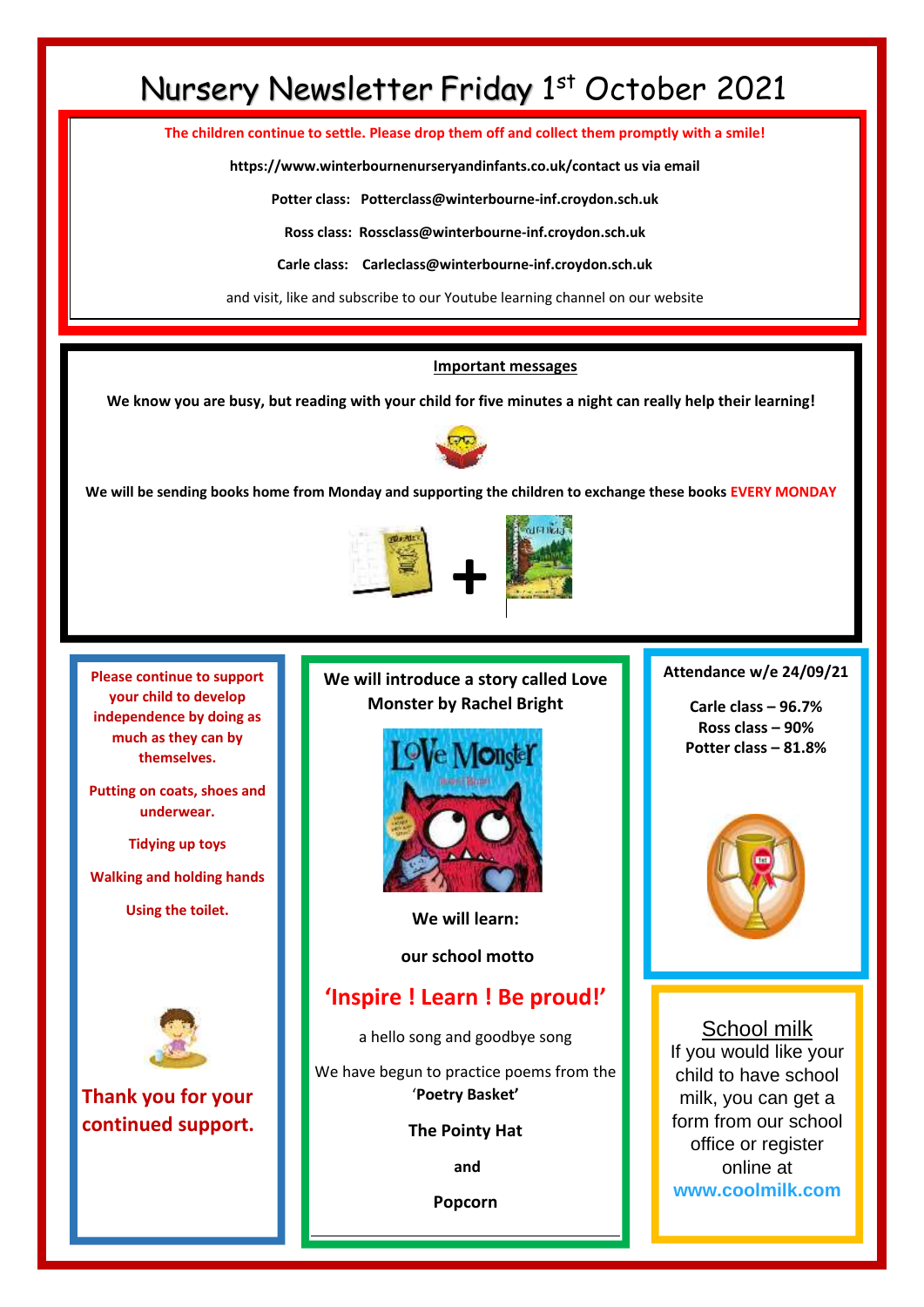# Nursery Newsletter Friday 1st October 2021

**The children continue to settle. Please drop them off and collect them promptly with a smile!**

**https://www.winterbournenurseryandinfants.co.uk/contact us via email**

**Potter class: Potterclass@winterbourne-inf.croydon.sch.uk**

**Ross class: Rossclass@winterbourne-inf.croydon.sch.uk**

**Carle class: Carleclass@winterbourne-inf.croydon.sch.uk**

and visit, like and subscribe to our Youtube learning channel on our website

## Important messages

**We know you are busy, but reading with your child for five minutes a night can really help their learning!**

**We will be sending books home from Monday and supporting the children to exchange these books EVERY MONDAY**

**Please continue to support your child to develop independence by doing as much as they can by themselves.**

**Putting on coats, shoes and underwear.**

**Tidying up toys**

**Walking and holding hands**

**Using the toilet.**

**Thank you for your continued support.**

**We will introduce a story called Love Monster by Rachel Bright**

**We will learn:**

**our school motto**

**'Inspire ! Learn ! Be proud!'**

a hello song and goodbye song

We have begun to practice poems from the '**Poetry Basket'**

**The Pointy Hat**

**and**

**Popcorn**

**Attendance w/e 24/09/21**

**Carle class – 96.7%**
**Ross class – 90%**
**Potter class – 81.8%**

School milk

If you would like your child to have school milk, you can get a form from our school office or register online at **www.coolmilk.com**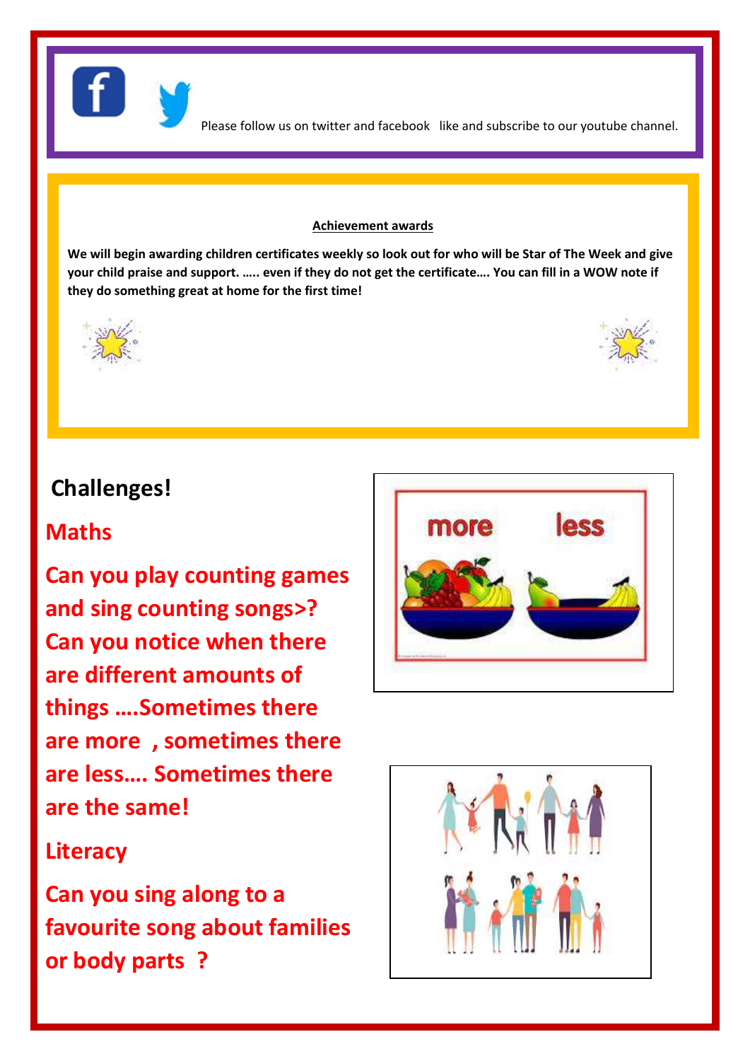Please follow us on twitter and facebook like and subscribe to our youtube channel.

**Achievement awards**

**We will begin awarding children certificates weekly so look out for who will be Star of The Week and give your child praise and support. ….. even if they do not get the certificate…. You can fill in a WOW note if they do something great at home for the first time!**

## Challenges!

### Maths

**Can you play counting games and sing counting songs>? Can you notice when there are different amounts of things ….Sometimes there are more , sometimes there are less…. Sometimes there are the same!**

more

less

### Literacy

**Can you sing along to a favourite song about families or body parts ?**